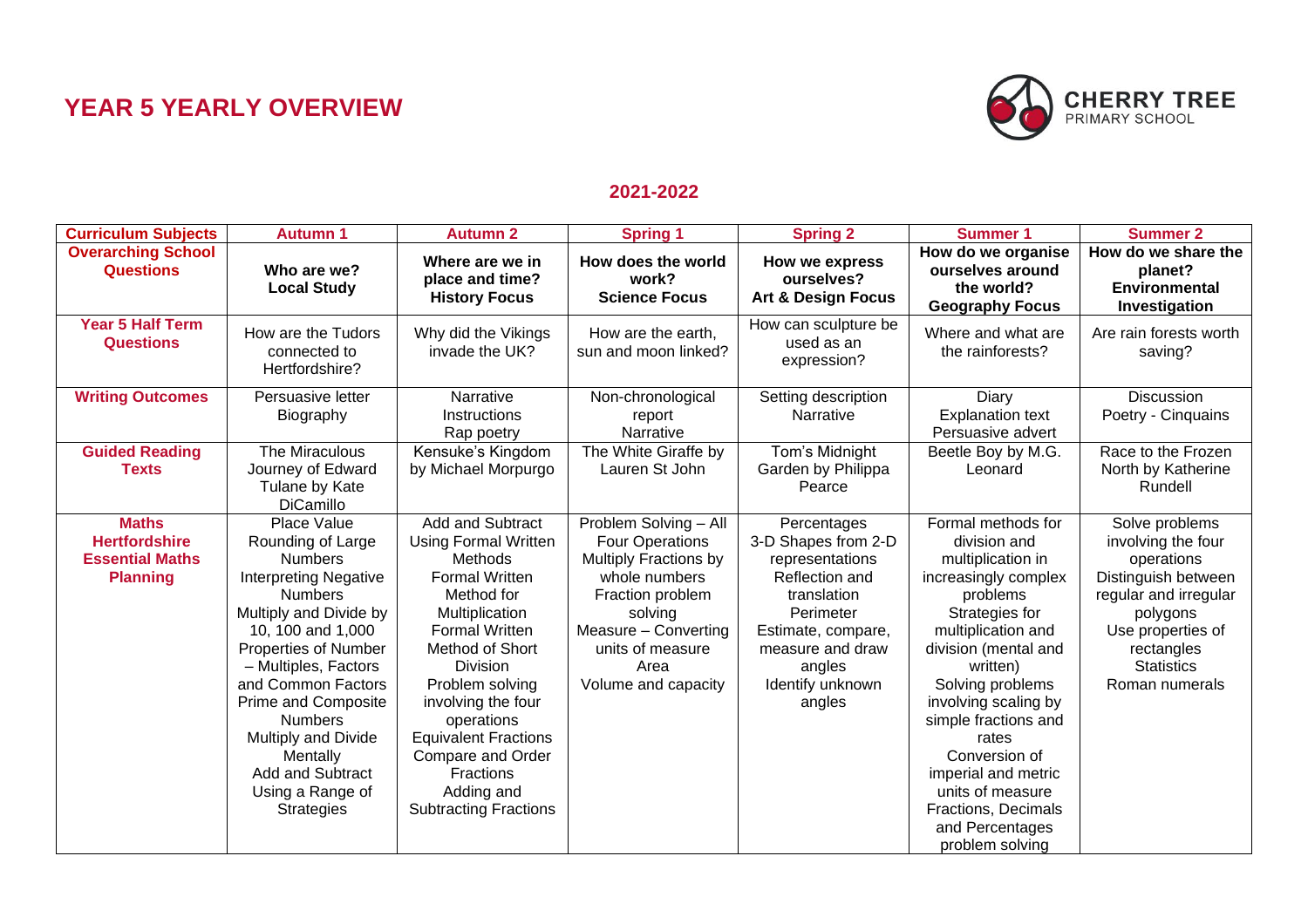# YEAR 5 YEARLY OVERVIEW

CHERRY TREE PRIMARY SCHOOL

## 2021-2022

| Curriculum Subjects | Autumn 1 | Autumn 2 | Spring 1 | Spring 2 | Summer 1 | Summer 2 |
|---|---|---|---|---|---|---|
| **Overarching School Questions** | **Who are we? Local Study** | **Where are we in place and time? History Focus** | **How does the world work? Science Focus** | **How we express ourselves? Art & Design Focus** | **How do we organise ourselves around the world? Geography Focus** | **How do we share the planet? Environmental Investigation** |
| **Year 5 Half Term Questions** | How are the Tudors connected to Hertfordshire? | Why did the Vikings invade the UK? | How are the earth, sun and moon linked? | How can sculpture be used as an expression? | Where and what are the rainforests? | Are rain forests worth saving? |
| **Writing Outcomes** | Persuasive letter<br>Biography | Narrative<br>Instructions<br>Rap poetry | Non-chronological report<br>Narrative | Setting description<br>Narrative | Diary<br>Explanation text<br>Persuasive advert | Discussion<br>Poetry - Cinquains |
| **Guided Reading Texts** | The Miraculous Journey of Edward Tulane by Kate DiCamillo | Kensuke's Kingdom by Michael Morpurgo | The White Giraffe by Lauren St John | Tom's Midnight Garden by Philippa Pearce | Beetle Boy by M.G. Leonard | Race to the Frozen North by Katherine Rundell |
| **Maths Hertfordshire Essential Maths Planning** | Place Value<br>Rounding of Large Numbers<br>Interpreting Negative Numbers<br>Multiply and Divide by 10, 100 and 1,000<br>Properties of Number – Multiples, Factors and Common Factors<br>Prime and Composite Numbers<br>Multiply and Divide Mentally<br>Add and Subtract Using a Range of Strategies | Add and Subtract Using Formal Written Methods<br>Formal Written Method for Multiplication<br>Formal Written Method of Short Division<br>Problem solving involving the four operations<br>Equivalent Fractions<br>Compare and Order Fractions<br>Adding and Subtracting Fractions | Problem Solving – All Four Operations<br>Multiply Fractions by whole numbers<br>Fraction problem solving<br>Measure – Converting units of measure<br>Area<br>Volume and capacity | Percentages<br>3-D Shapes from 2-D representations<br>Reflection and translation<br>Perimeter<br>Estimate, compare, measure and draw angles<br>Identify unknown angles | Formal methods for division and multiplication in increasingly complex problems<br>Strategies for multiplication and division (mental and written)<br>Solving problems involving scaling by simple fractions and rates<br>Conversion of imperial and metric units of measure<br>Fractions, Decimals and Percentages problem solving | Solve problems involving the four operations<br>Distinguish between regular and irregular polygons<br>Use properties of rectangles<br>Statistics<br>Roman numerals |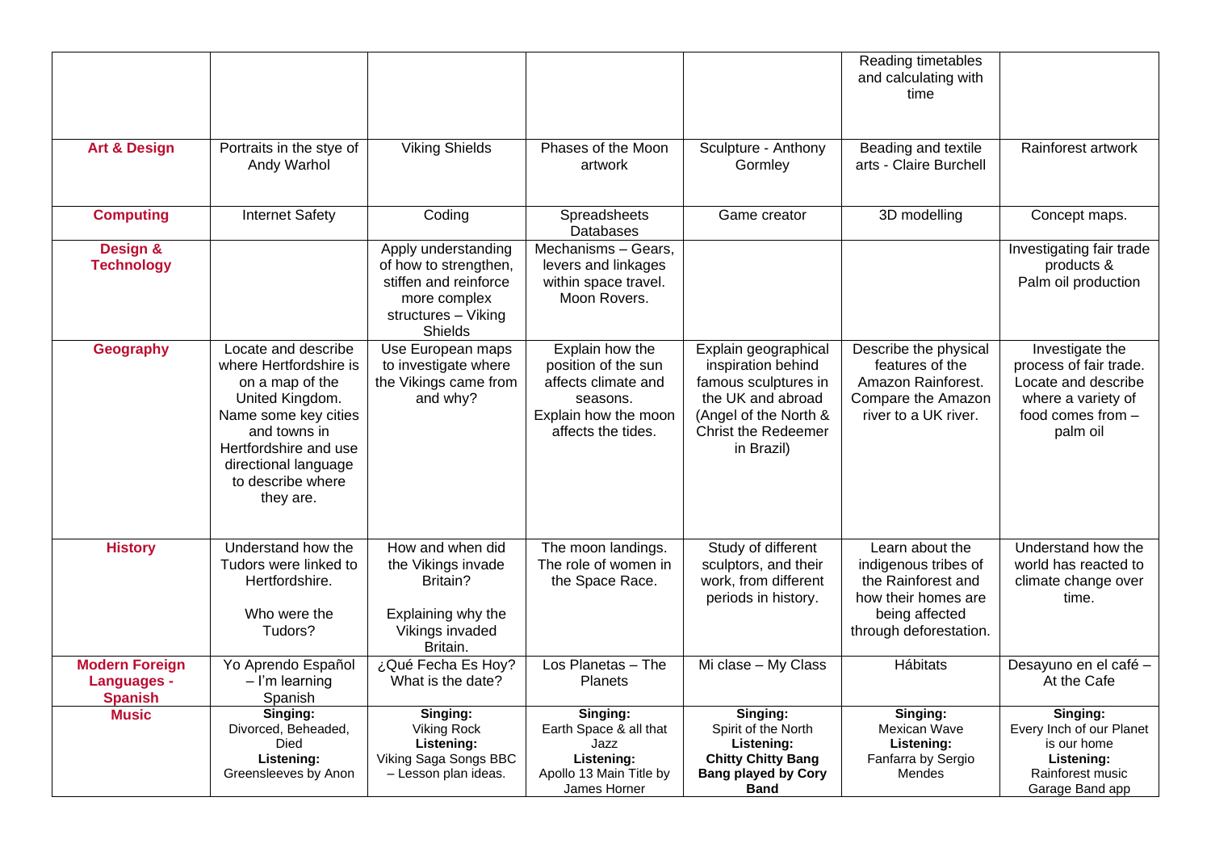| | | | | | | |
|---|---|---|---|---|---|---|
| | | | | | Reading timetables and calculating with time | |
| **Art & Design** | Portraits in the stye of Andy Warhol | Viking Shields | Phases of the Moon artwork | Sculpture - Anthony Gormley | Beading and textile arts - Claire Burchell | Rainforest artwork |
| **Computing** | Internet Safety | Coding | Spreadsheets Databases | Game creator | 3D modelling | Concept maps. |
| **Design & Technology** | | Apply understanding of how to strengthen, stiffen and reinforce more complex structures – Viking Shields | Mechanisms – Gears, levers and linkages within space travel. Moon Rovers. | | | Investigating fair trade products & Palm oil production |
| **Geography** | Locate and describe where Hertfordshire is on a map of the United Kingdom. Name some key cities and towns in Hertfordshire and use directional language to describe where they are. | Use European maps to investigate where the Vikings came from and why? | Explain how the position of the sun affects climate and seasons. Explain how the moon affects the tides. | Explain geographical inspiration behind famous sculptures in the UK and abroad (Angel of the North & Christ the Redeemer in Brazil) | Describe the physical features of the Amazon Rainforest. Compare the Amazon river to a UK river. | Investigate the process of fair trade. Locate and describe where a variety of food comes from – palm oil |
| **History** | Understand how the Tudors were linked to Hertfordshire.<br><br>Who were the Tudors? | How and when did the Vikings invade Britain?<br><br>Explaining why the Vikings invaded Britain. | The moon landings. The role of women in the Space Race. | Study of different sculptors, and their work, from different periods in history. | Learn about the indigenous tribes of the Rainforest and how their homes are being affected through deforestation. | Understand how the world has reacted to climate change over time. |
| **Modern Foreign Languages - Spanish** | Yo Aprendo Español – I'm learning Spanish | ¿Qué Fecha Es Hoy? What is the date? | Los Planetas – The Planets | Mi clase – My Class | Hábitats | Desayuno en el café – At the Cafe |
| **Music** | **Singing:** Divorced, Beheaded, Died **Listening:** Greensleeves by Anon | **Singing:** Viking Rock **Listening:** Viking Saga Songs BBC – Lesson plan ideas. | **Singing:** Earth Space & all that Jazz **Listening:** Apollo 13 Main Title by James Horner | **Singing:** Spirit of the North **Listening:** **Chitty Chitty Bang Bang played by Cory Band** | **Singing:** Mexican Wave **Listening:** Fanfarra by Sergio Mendes | **Singing:** Every Inch of our Planet is our home **Listening:** Rainforest music Garage Band app |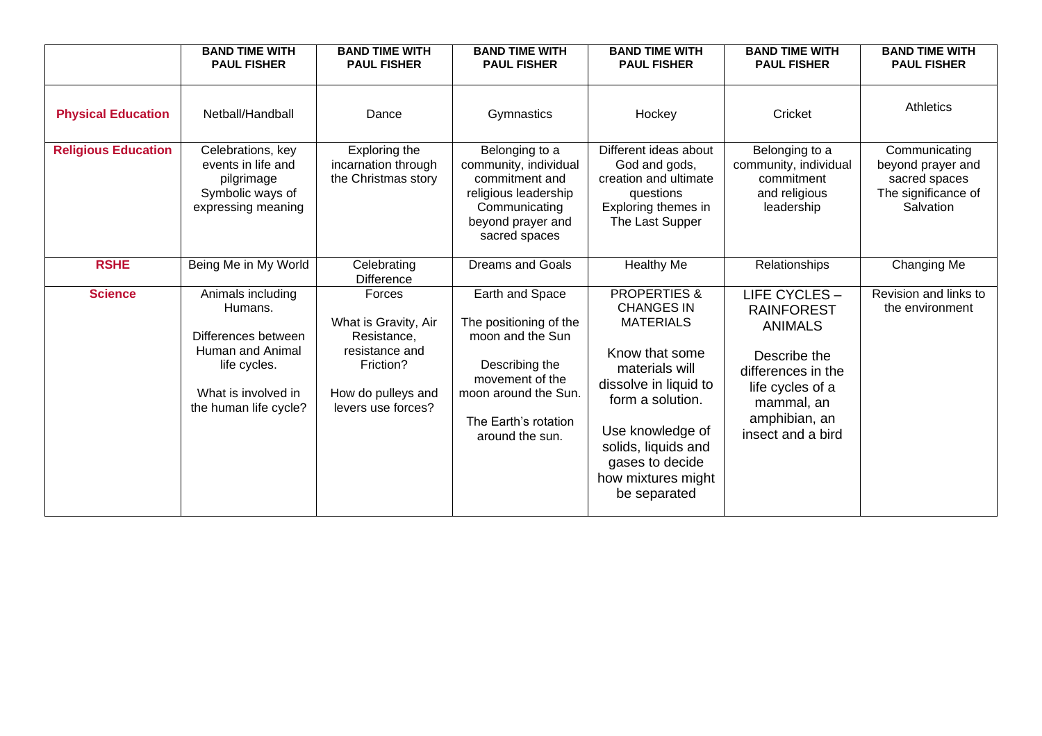| | BAND TIME WITH PAUL FISHER | BAND TIME WITH PAUL FISHER | BAND TIME WITH PAUL FISHER | BAND TIME WITH PAUL FISHER | BAND TIME WITH PAUL FISHER | BAND TIME WITH PAUL FISHER |
|---|---|---|---|---|---|---|
| **Physical Education** | Netball/Handball | Dance | Gymnastics | Hockey | Cricket | Athletics |
| **Religious Education** | Celebrations, key events in life and pilgrimage<br>Symbolic ways of expressing meaning | Exploring the incarnation through the Christmas story | Belonging to a community, individual commitment and religious leadership<br>Communicating beyond prayer and sacred spaces | Different ideas about God and gods, creation and ultimate questions<br>Exploring themes in The Last Supper | Belonging to a community, individual commitment and religious leadership | Communicating beyond prayer and sacred spaces<br>The significance of Salvation |
| **RSHE** | Being Me in My World | Celebrating Difference | Dreams and Goals | Healthy Me | Relationships | Changing Me |
| **Science** | Animals including Humans.<br><br>Differences between Human and Animal life cycles.<br><br>What is involved in the human life cycle? | Forces<br><br>What is Gravity, Air Resistance, resistance and Friction?<br><br>How do pulleys and levers use forces? | Earth and Space<br><br>The positioning of the moon and the Sun<br><br>Describing the movement of the moon around the Sun.<br><br>The Earth's rotation around the sun. | PROPERTIES & CHANGES IN MATERIALS<br><br>Know that some materials will dissolve in liquid to form a solution.<br><br>Use knowledge of solids, liquids and gases to decide how mixtures might be separated | LIFE CYCLES – RAINFOREST ANIMALS<br><br>Describe the differences in the life cycles of a mammal, an amphibian, an insect and a bird | Revision and links to the environment |